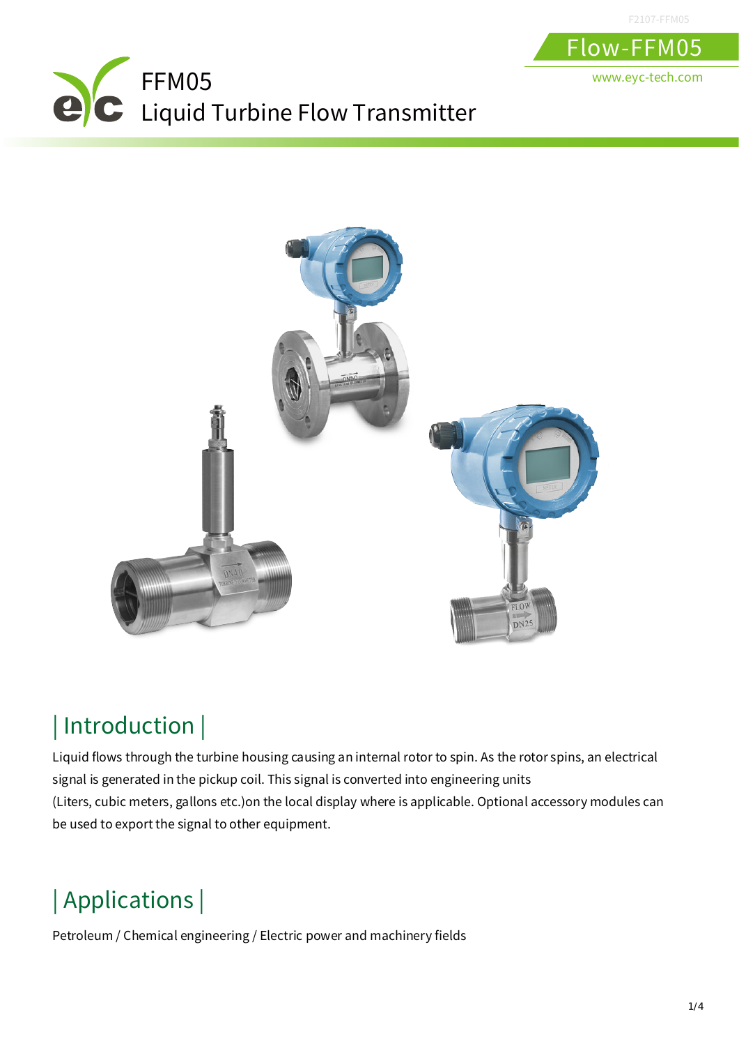# FFM05
# Liquid Turbine Flow Transmitter

## | Introduction |

Liquid flows through the turbine housing causing an internal rotor to spin. As the rotor spins, an electrical signal is generated in the pickup coil. This signal is converted into engineering units (Liters, cubic meters, gallons etc.)on the local display where is applicable. Optional accessory modules can be used to export the signal to other equipment.

## | Applications |

Petroleum / Chemical engineering / Electric power and machinery fields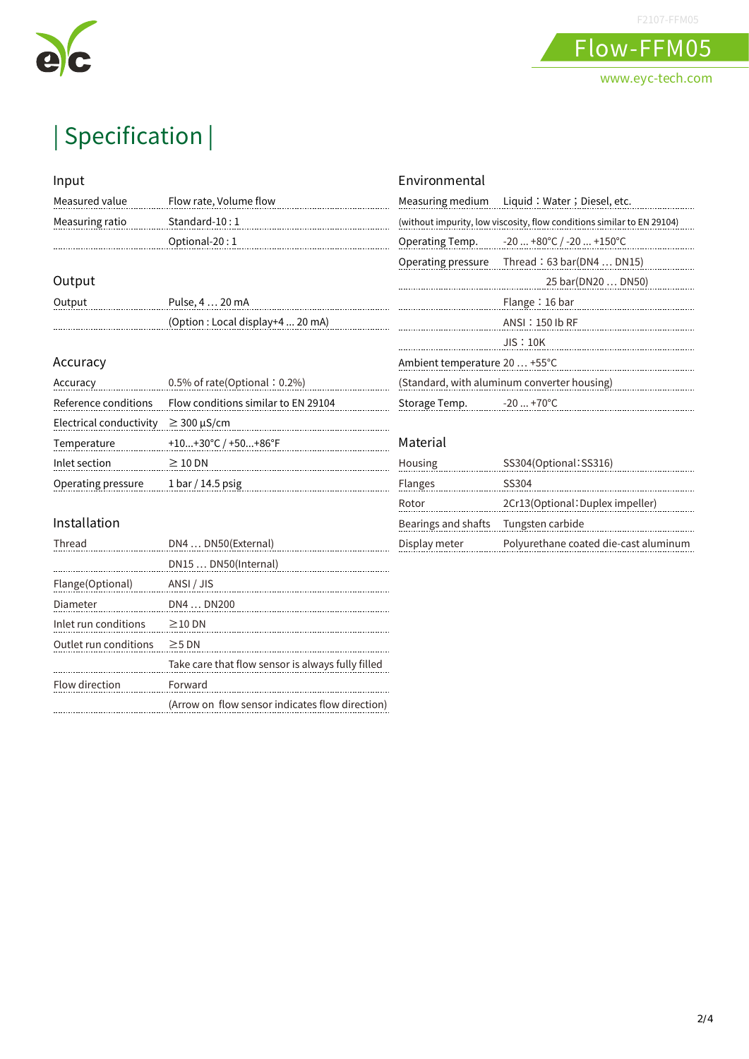# Specification

## Input

| | |
|---|---|
| Measured value | Flow rate, Volume flow |
| Measuring ratio | Standard-10 : 1 |
| | Optional-20 : 1 |

## Output

| | |
|---|---|
| Output | Pulse, 4 … 20 mA |
| | (Option : Local display+4 ... 20 mA) |

## Accuracy

| | |
|---|---|
| Accuracy | 0.5% of rate(Optional：0.2%) |
| Reference conditions | Flow conditions similar to EN 29104 |
| Electrical conductivity | ≥ 300 μS/cm |
| Temperature | +10...+30°C / +50...+86°F |
| Inlet section | ≥ 10 DN |
| Operating pressure | 1 bar / 14.5 psig |

## Installation

| | |
|---|---|
| Thread | DN4 … DN50(External) |
| | DN15 … DN50(Internal) |
| Flange(Optional) | ANSI / JIS |
| Diameter | DN4 … DN200 |
| Inlet run conditions | ≥10 DN |
| Outlet run conditions | ≥5 DN |
| | Take care that flow sensor is always fully filled |
| Flow direction | Forward |
| | (Arrow on flow sensor indicates flow direction) |

## Environmental

| | |
|---|---|
| Measuring medium | Liquid：Water；Diesel, etc. |
| (without impurity, low viscosity, flow conditions similar to EN 29104) | |
| Operating Temp. | -20 ... +80°C / -20 ... +150°C |
| Operating pressure | Thread：63 bar(DN4 … DN15) |
| | 25 bar(DN20 … DN50) |
| | Flange：16 bar |
| | ANSI：150 lb RF |
| | JIS：10K |
| Ambient temperature | 20 … +55°C |
| (Standard, with aluminum converter housing) | |
| Storage Temp. | -20 ... +70°C |

## Material

| | |
|---|---|
| Housing | SS304(Optional:SS316) |
| Flanges | SS304 |
| Rotor | 2Cr13(Optional:Duplex impeller) |
| Bearings and shafts | Tungsten carbide |
| Display meter | Polyurethane coated die-cast aluminum |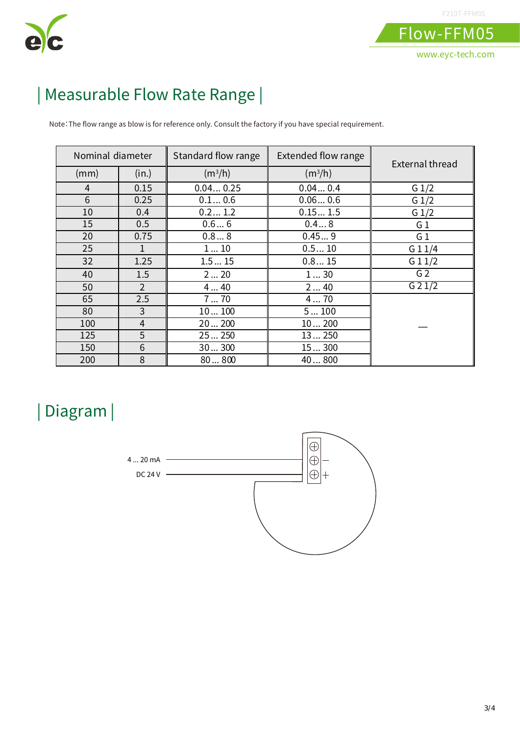## | Measurable Flow Rate Range |

Note：The flow range as blow is for reference only. Consult the factory if you have special requirement.

| Nominal diameter | | Standard flow range | Extended flow range | External thread |
|---|---|---|---|---|
| (mm) | (in.) | ($m^3$/h) | ($m^3$/h) | |
| 4 | 0.15 | 0.04… 0.25 | 0.04… 0.4 | G 1/2 |
| 6 | 0.25 | 0.1… 0.6 | 0.06… 0.6 | G 1/2 |
| 10 | 0.4 | 0.2… 1.2 | 0.15… 1.5 | G 1/2 |
| 15 | 0.5 | 0.6… 6 | 0.4… 8 | G 1 |
| 20 | 0.75 | 0.8… 8 | 0.45… 9 | G 1 |
| 25 | 1 | 1… 10 | 0.5… 10 | G 1 1/4 |
| 32 | 1.25 | 1.5… 15 | 0.8… 15 | G 1 1/2 |
| 40 | 1.5 | 2… 20 | 1… 30 | G 2 |
| 50 | 2 | 4… 40 | 2… 40 | G 2 1/2 |
| 65 | 2.5 | 7… 70 | 4… 70 | — |
| 80 | 3 | 10… 100 | 5… 100 | |
| 100 | 4 | 20… 200 | 10… 200 | |
| 125 | 5 | 25… 250 | 13… 250 | |
| 150 | 6 | 30… 300 | 15… 300 | |
| 200 | 8 | 80… 800 | 40… 800 | |

## | Diagram |

4 … 20 mA

DC 24 V

−

+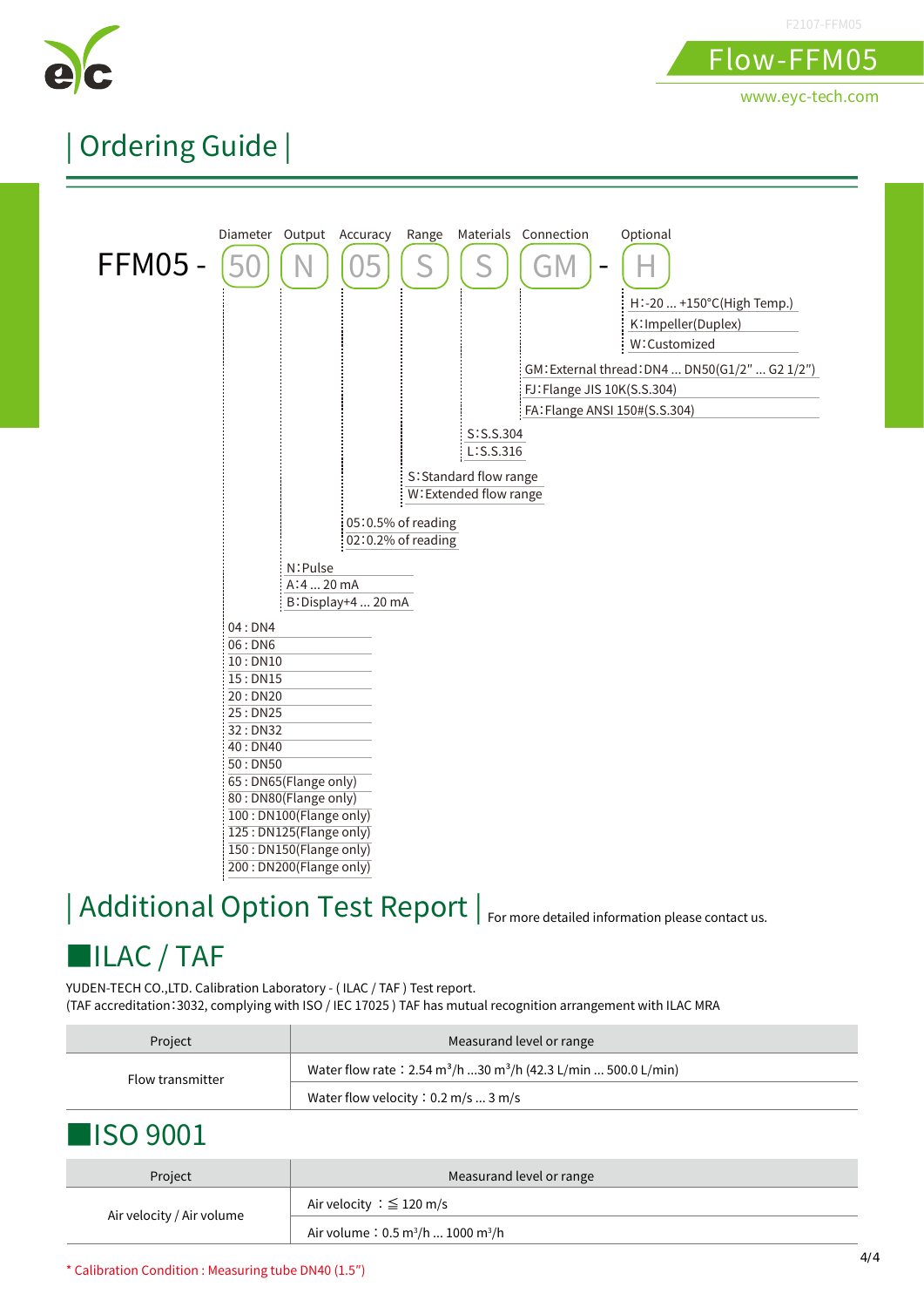# Ordering Guide

**FFM05 - 50 N 05 S S GM - H**

| Diameter | Output | Accuracy | Range | Materials | Connection | Optional |
|---|---|---|---|---|---|---|
| 50 | N | 05 | S | S | GM | H |

**Optional**
- H：-20 ... +150°C(High Temp.)
- K：Impeller(Duplex)
- W：Customized

**Connection**
- GM：External thread：DN4 ... DN50(G1/2" ... G2 1/2")
- FJ：Flange JIS 10K(S.S.304)
- FA：Flange ANSI 150#(S.S.304)

**Materials**
- S：S.S.304
- L：S.S.316

**Range**
- S：Standard flow range
- W：Extended flow range

**Accuracy**
- 05：0.5% of reading
- 02：0.2% of reading

**Output**
- N：Pulse
- A：4 ... 20 mA
- B：Display+4 ... 20 mA

**Diameter**
- 04 : DN4
- 06 : DN6
- 10 : DN10
- 15 : DN15
- 20 : DN20
- 25 : DN25
- 32 : DN32
- 40 : DN40
- 50 : DN50
- 65 : DN65(Flange only)
- 80 : DN80(Flange only)
- 100 : DN100(Flange only)
- 125 : DN125(Flange only)
- 150 : DN150(Flange only)
- 200 : DN200(Flange only)

# Additional Option Test Report

For more detailed information please contact us.

## ILAC / TAF

YUDEN-TECH CO.,LTD. Calibration Laboratory - ( ILAC / TAF ) Test report.
(TAF accreditation：3032, complying with ISO / IEC 17025 ) TAF has mutual recognition arrangement with ILAC MRA

| Project | Measurand level or range |
|---|---|
| Flow transmitter | Water flow rate：2.54 $m^3/h$ ...30 $m^3/h$ (42.3 L/min ... 500.0 L/min) |
| | Water flow velocity：0.2 m/s ... 3 m/s |

## ISO 9001

| Project | Measurand level or range |
|---|---|
| Air velocity / Air volume | Air velocity ：≦ 120 m/s |
| | Air volume：0.5 $m^3/h$ ... 1000 $m^3/h$ |

* Calibration Condition : Measuring tube DN40 (1.5")